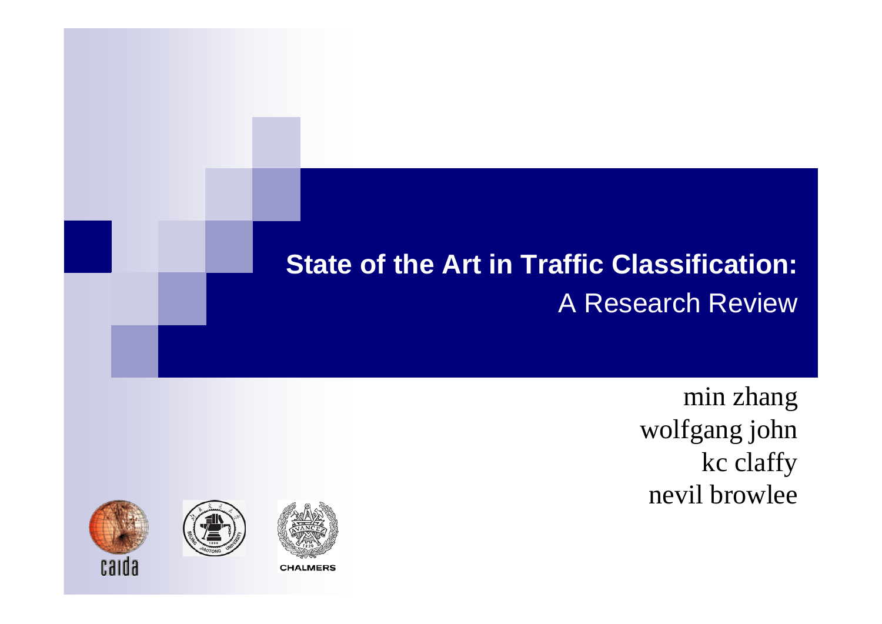# State of the Art in Traffic Classification:

## A Research Review

min zhang
wolfgang john
kc claffy
nevil browlee

caida

CHALMERS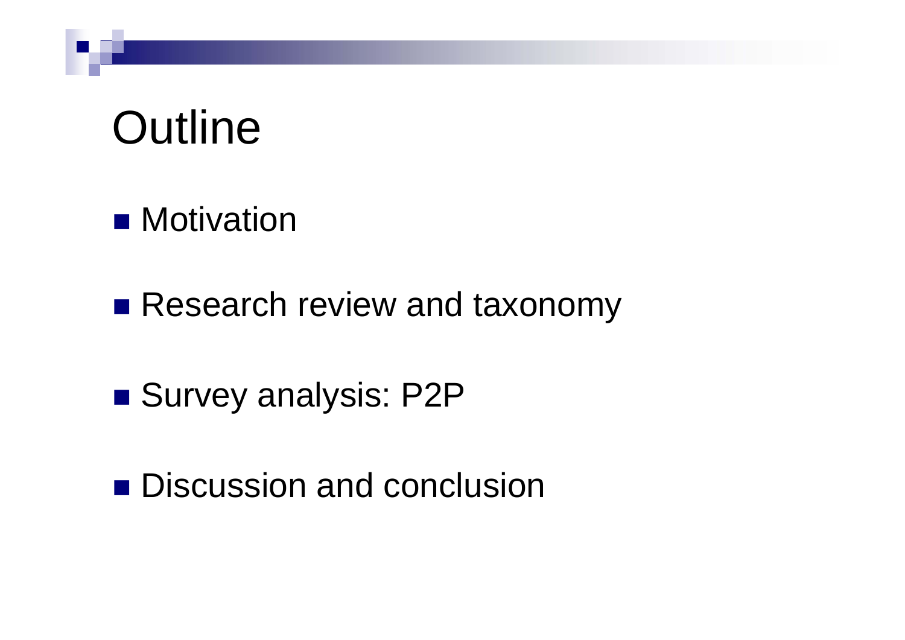# Outline

- Motivation
- Research review and taxonomy
- Survey analysis: P2P
- Discussion and conclusion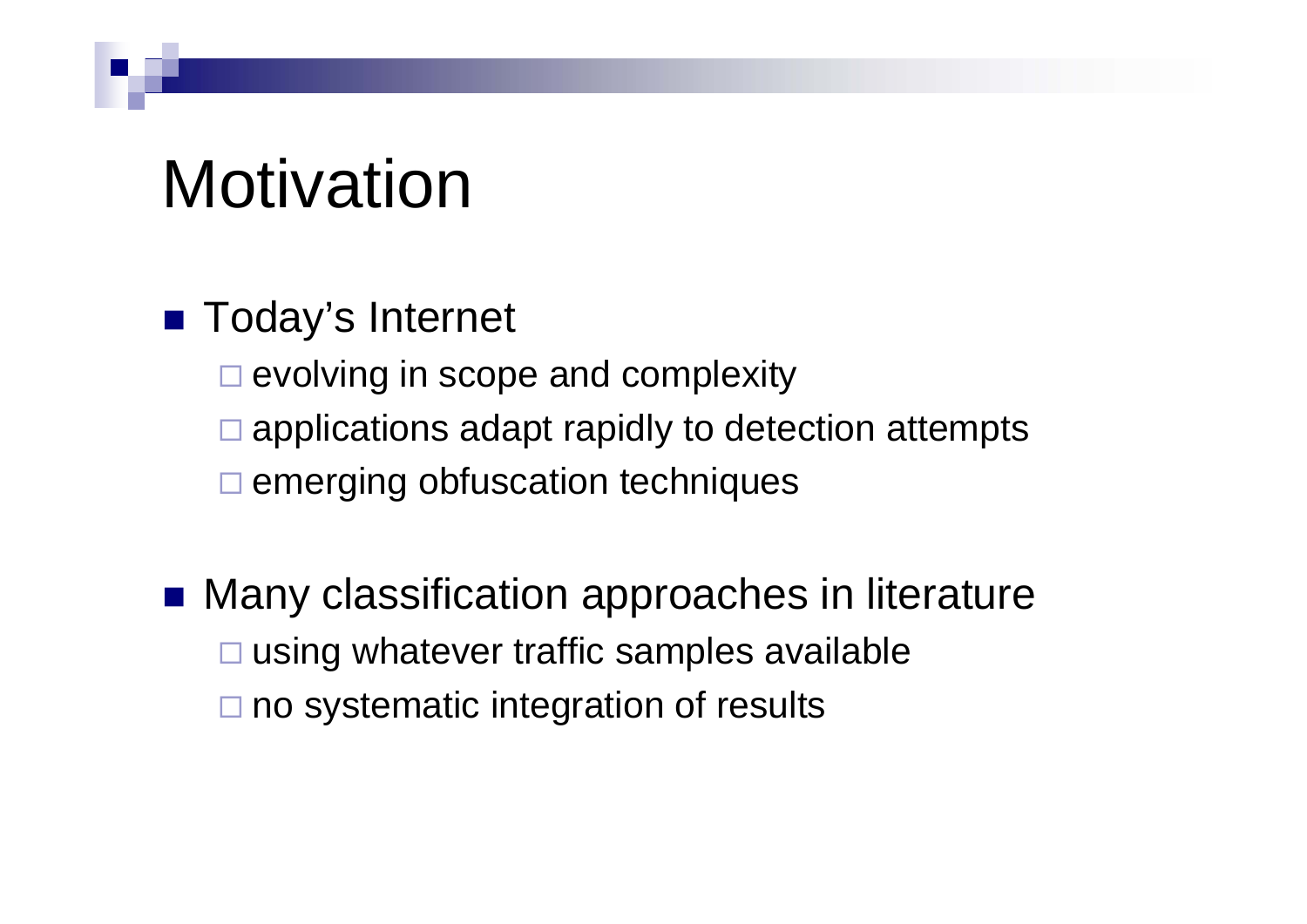# Motivation

- Today's Internet
  - evolving in scope and complexity
  - applications adapt rapidly to detection attempts
  - emerging obfuscation techniques

- Many classification approaches in literature
  - using whatever traffic samples available
  - no systematic integration of results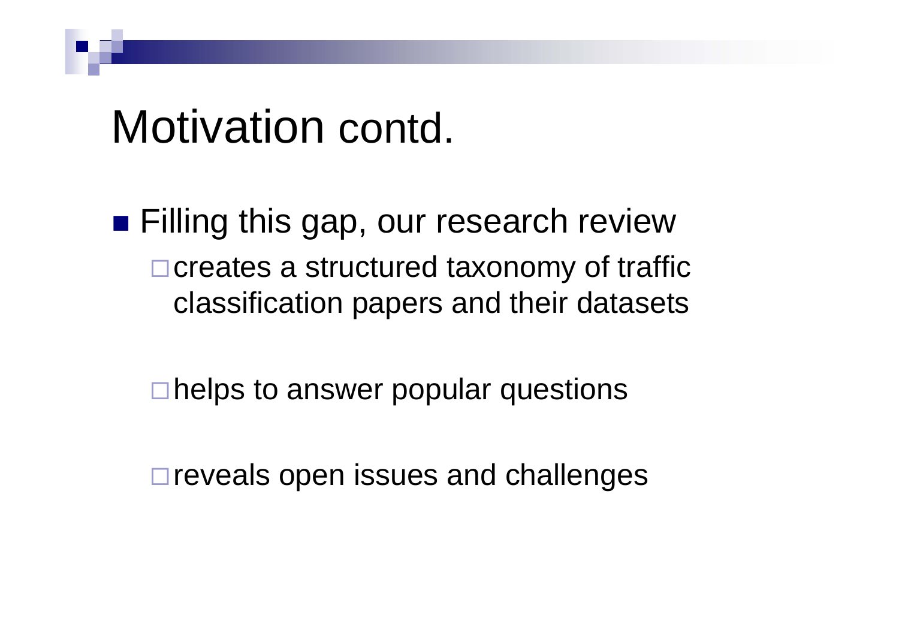# Motivation contd.

- Filling this gap, our research review
  - creates a structured taxonomy of traffic classification papers and their datasets
  - helps to answer popular questions
  - reveals open issues and challenges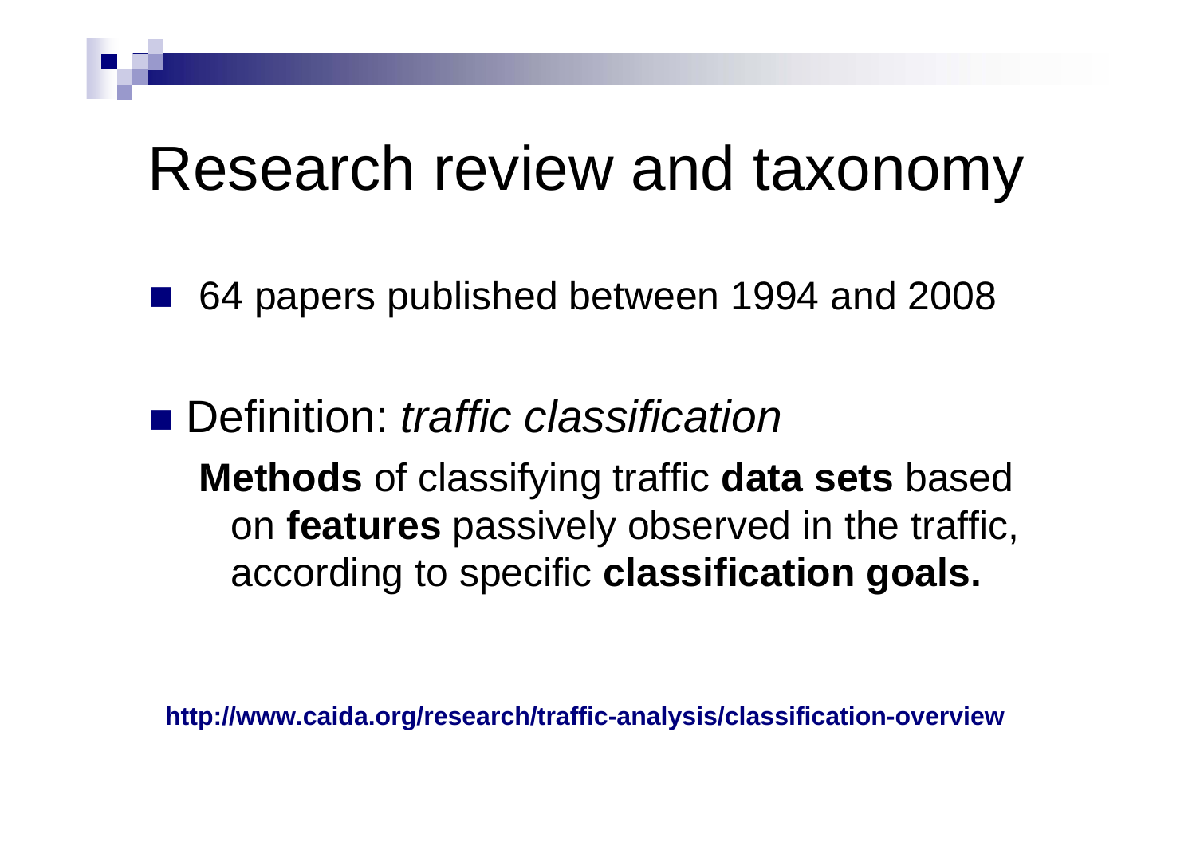# Research review and taxonomy

- 64 papers published between 1994 and 2008

- Definition: *traffic classification*

  **Methods** of classifying traffic **data sets** based on **features** passively observed in the traffic, according to specific **classification goals.**

**http://www.caida.org/research/traffic-analysis/classification-overview**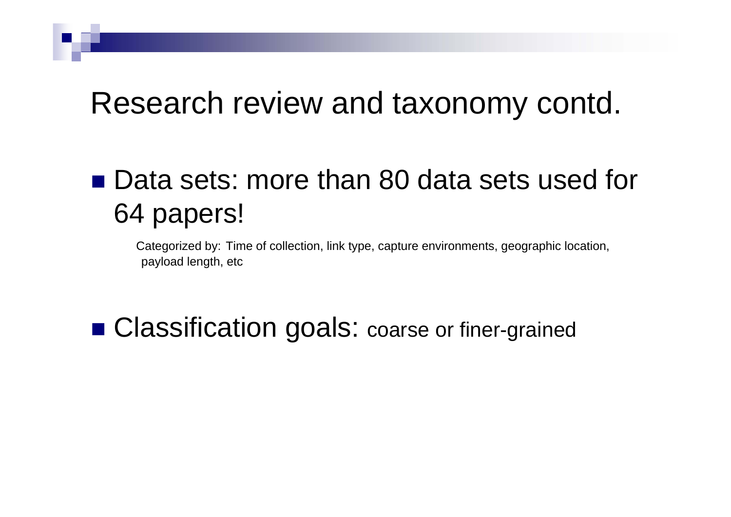# Research review and taxonomy contd.

- Data sets: more than 80 data sets used for 64 papers!

  Categorized by: Time of collection, link type, capture environments, geographic location, payload length, etc

- Classification goals: coarse or finer-grained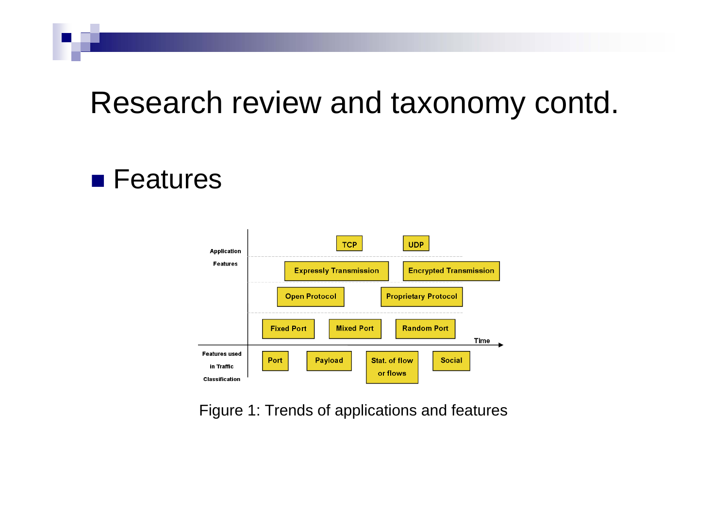# Research review and taxonomy contd.

- Features

Figure 1: Trends of applications and features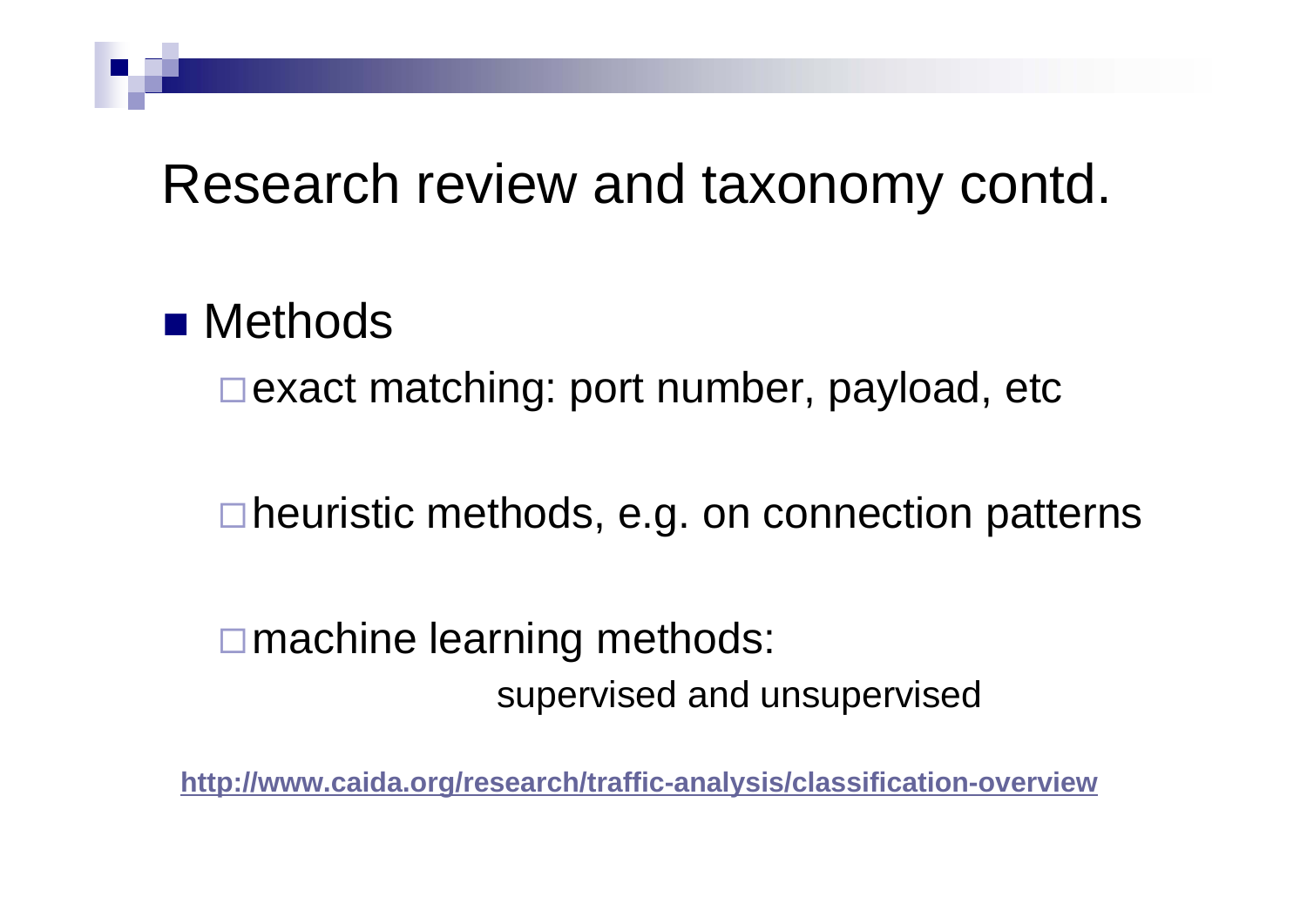# Research review and taxonomy contd.

- Methods
  - exact matching: port number, payload, etc
  - heuristic methods, e.g. on connection patterns
  - machine learning methods:
    supervised and unsupervised

**http://www.caida.org/research/traffic-analysis/classification-overview**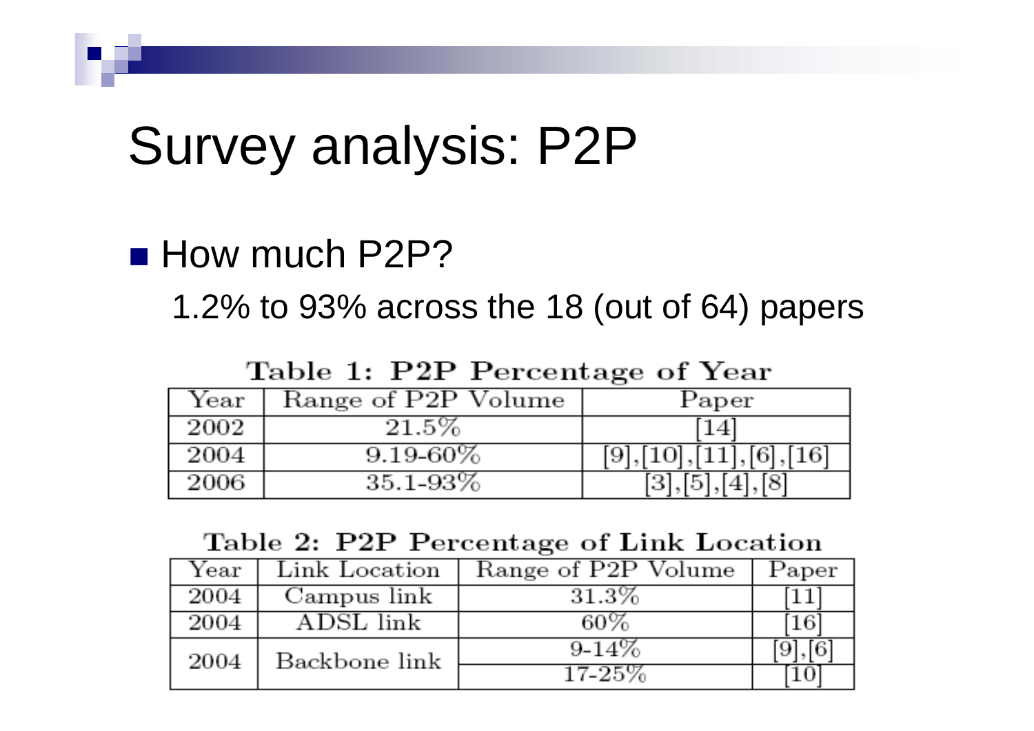# Survey analysis: P2P

- How much P2P?

  1.2% to 93% across the 18 (out of 64) papers

**Table 1: P2P Percentage of Year**

| Year | Range of P2P Volume | Paper |
|---|---|---|
| 2002 | 21.5% | [14] |
| 2004 | 9.19-60% | [9],[10],[11],[6],[16] |
| 2006 | 35.1-93% | [3],[5],[4],[8] |

**Table 2: P2P Percentage of Link Location**

| Year | Link Location | Range of P2P Volume | Paper |
|---|---|---|---|
| 2004 | Campus link | 31.3% | [11] |
| 2004 | ADSL link | 60% | [16] |
| 2004 | Backbone link | 9-14% | [9],[6] |
| | | 17-25% | [10] |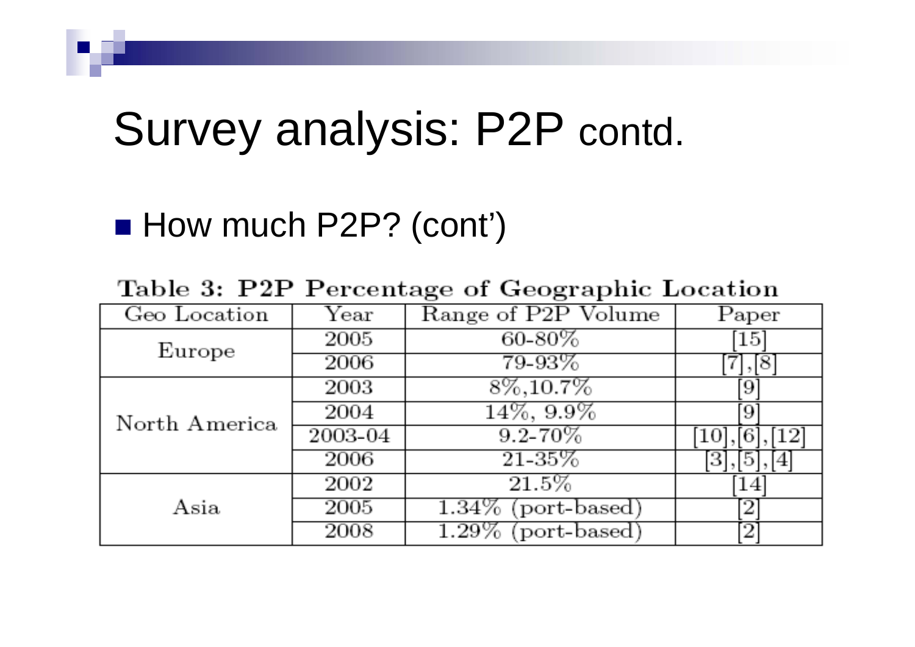# Survey analysis: P2P contd.

- How much P2P? (cont')

Table 3: P2P Percentage of Geographic Location

| Geo Location | Year | Range of P2P Volume | Paper |
|---|---|---|---|
| Europe | 2005 | 60-80% | [15] |
| | 2006 | 79-93% | [7],[8] |
| North America | 2003 | 8%,10.7% | [9] |
| | 2004 | 14%, 9.9% | [9] |
| | 2003-04 | 9.2-70% | [10],[6],[12] |
| | 2006 | 21-35% | [3],[5],[4] |
| Asia | 2002 | 21.5% | [14] |
| | 2005 | 1.34% (port-based) | [2] |
| | 2008 | 1.29% (port-based) | [2] |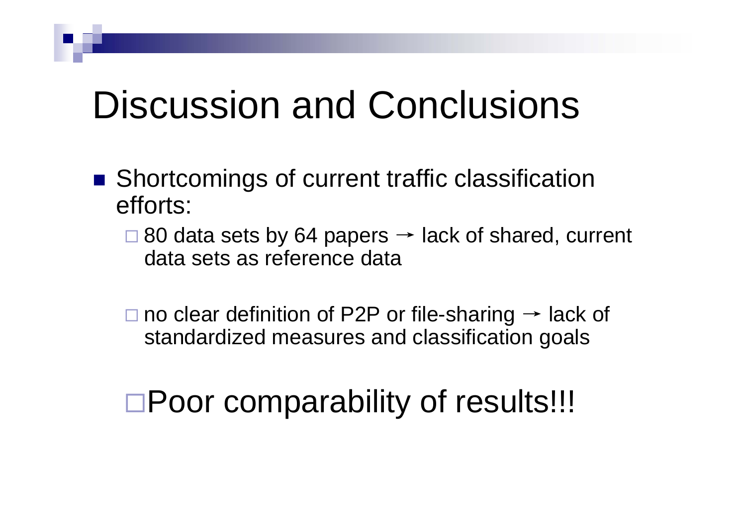# Discussion and Conclusions

- Shortcomings of current traffic classification efforts:
  - 80 data sets by 64 papers → lack of shared, current data sets as reference data
  - no clear definition of P2P or file-sharing → lack of standardized measures and classification goals

- Poor comparability of results!!!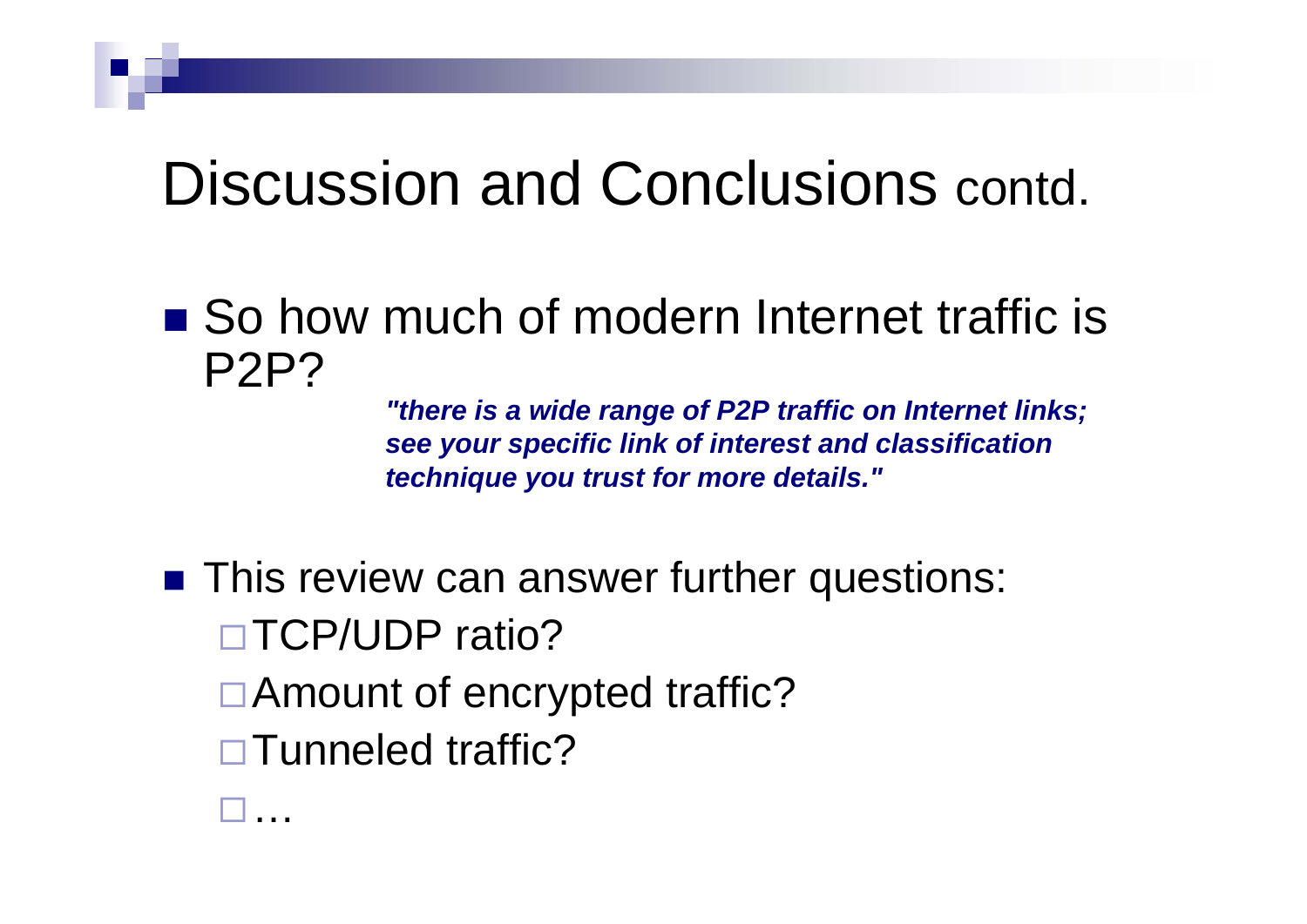# Discussion and Conclusions contd.

- So how much of modern Internet traffic is P2P?

  ***"there is a wide range of P2P traffic on Internet links; see your specific link of interest and classification technique you trust for more details."***

- This review can answer further questions:
  - TCP/UDP ratio?
  - Amount of encrypted traffic?
  - Tunneled traffic?
  - …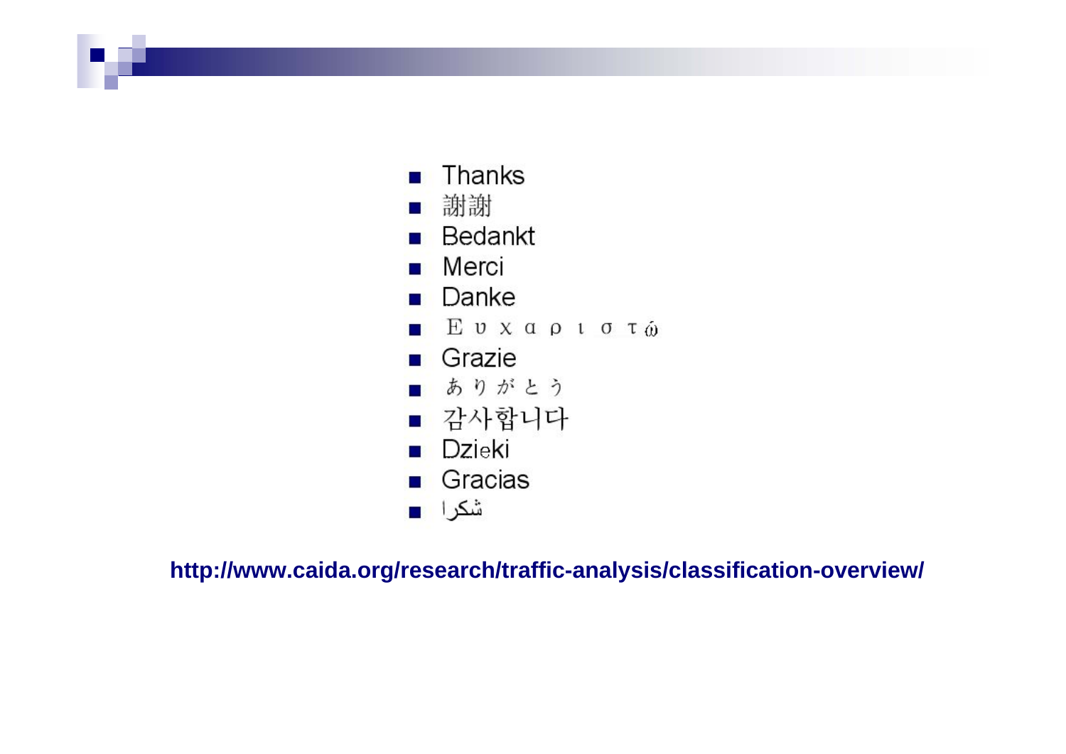- Thanks
- 謝謝
- Bedankt
- Merci
- Danke
- Ευχαριστώ
- Grazie
- ありがとう
- 감사합니다
- Dzieki
- Gracias
- شكرا

**http://www.caida.org/research/traffic-analysis/classification-overview/**